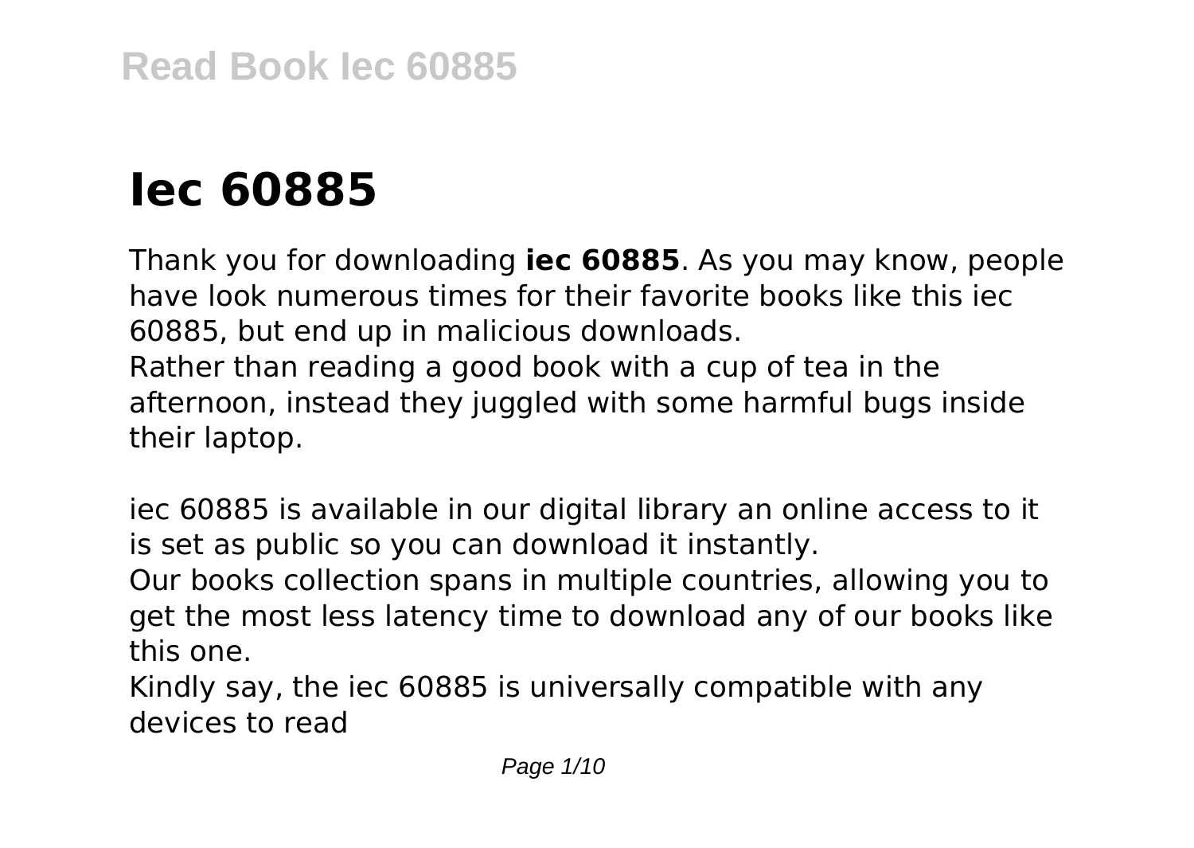# Iec 60885

Thank you for downloading **iec 60885**. As you may know, people have look numerous times for their favorite books like this iec 60885, but end up in malicious downloads.
Rather than reading a good book with a cup of tea in the afternoon, instead they juggled with some harmful bugs inside their laptop.

iec 60885 is available in our digital library an online access to it is set as public so you can download it instantly.
Our books collection spans in multiple countries, allowing you to get the most less latency time to download any of our books like this one.
Kindly say, the iec 60885 is universally compatible with any devices to read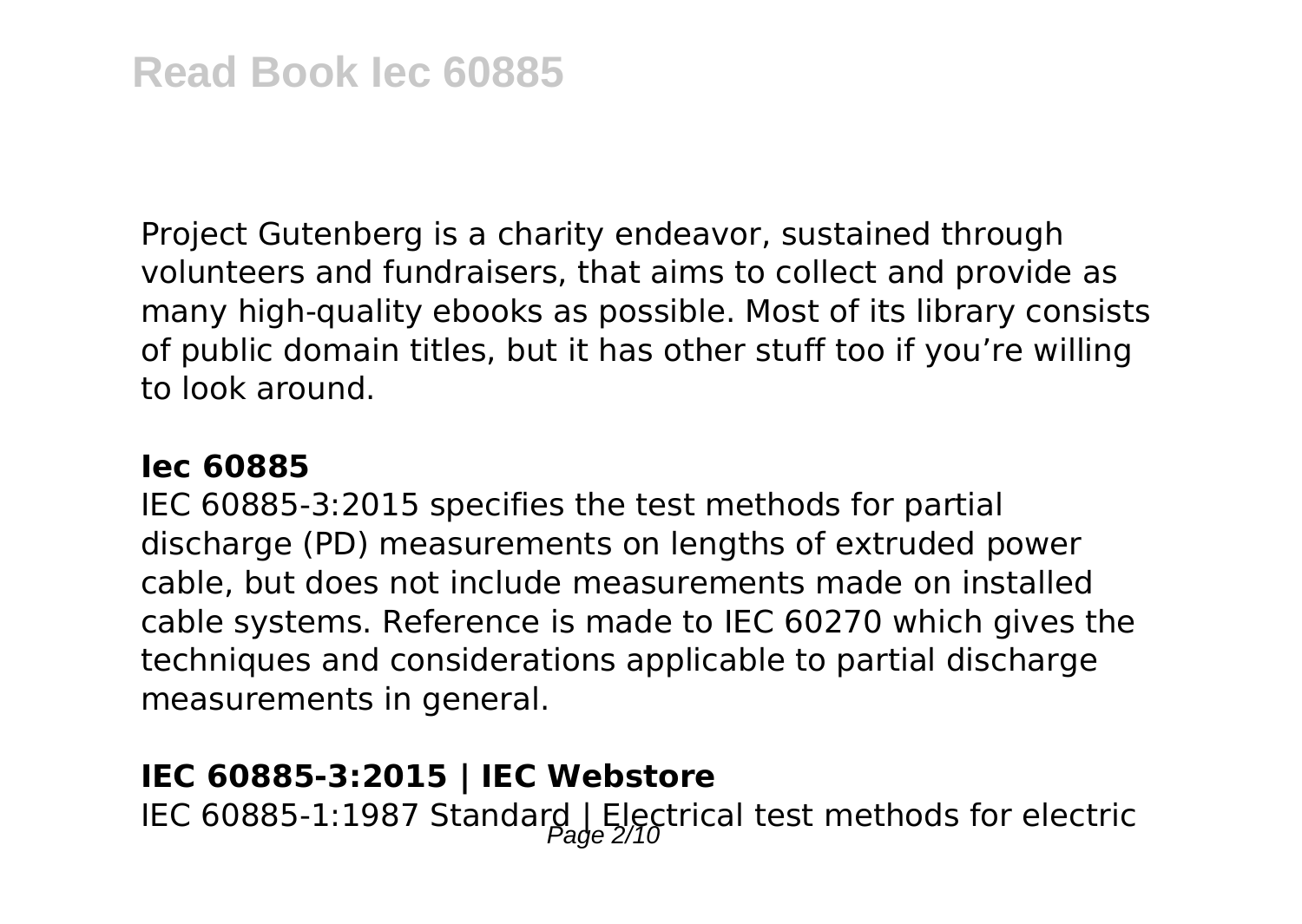Project Gutenberg is a charity endeavor, sustained through volunteers and fundraisers, that aims to collect and provide as many high-quality ebooks as possible. Most of its library consists of public domain titles, but it has other stuff too if you're willing to look around.

**Iec 60885**

IEC 60885-3:2015 specifies the test methods for partial discharge (PD) measurements on lengths of extruded power cable, but does not include measurements made on installed cable systems. Reference is made to IEC 60270 which gives the techniques and considerations applicable to partial discharge measurements in general.

**IEC 60885-3:2015 | IEC Webstore**

IEC 60885-1:1987 Standard | Electrical test methods for electric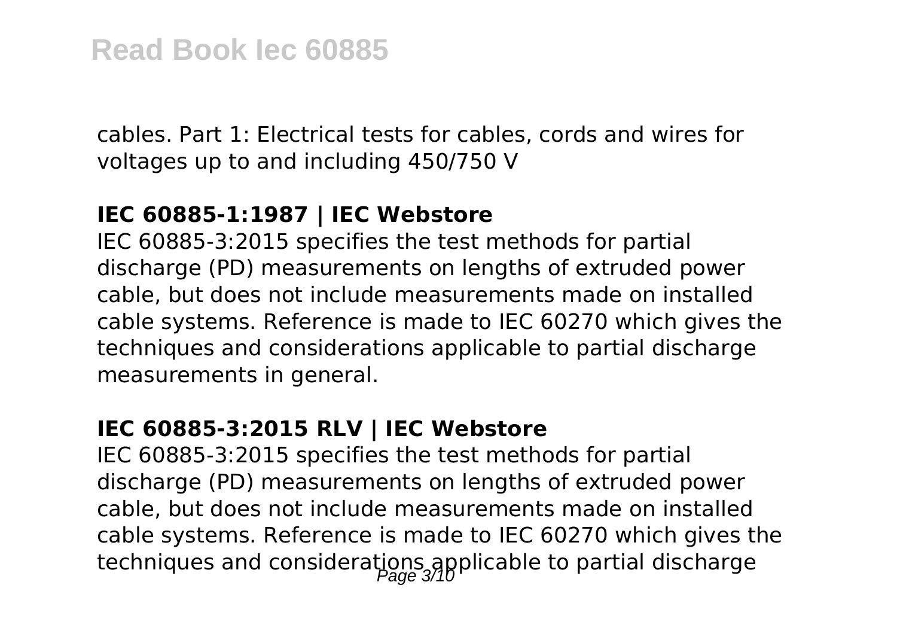cables. Part 1: Electrical tests for cables, cords and wires for voltages up to and including 450/750 V

**IEC 60885-1:1987 | IEC Webstore**

IEC 60885-3:2015 specifies the test methods for partial discharge (PD) measurements on lengths of extruded power cable, but does not include measurements made on installed cable systems. Reference is made to IEC 60270 which gives the techniques and considerations applicable to partial discharge measurements in general.

**IEC 60885-3:2015 RLV | IEC Webstore**

IEC 60885-3:2015 specifies the test methods for partial discharge (PD) measurements on lengths of extruded power cable, but does not include measurements made on installed cable systems. Reference is made to IEC 60270 which gives the techniques and considerations applicable to partial discharge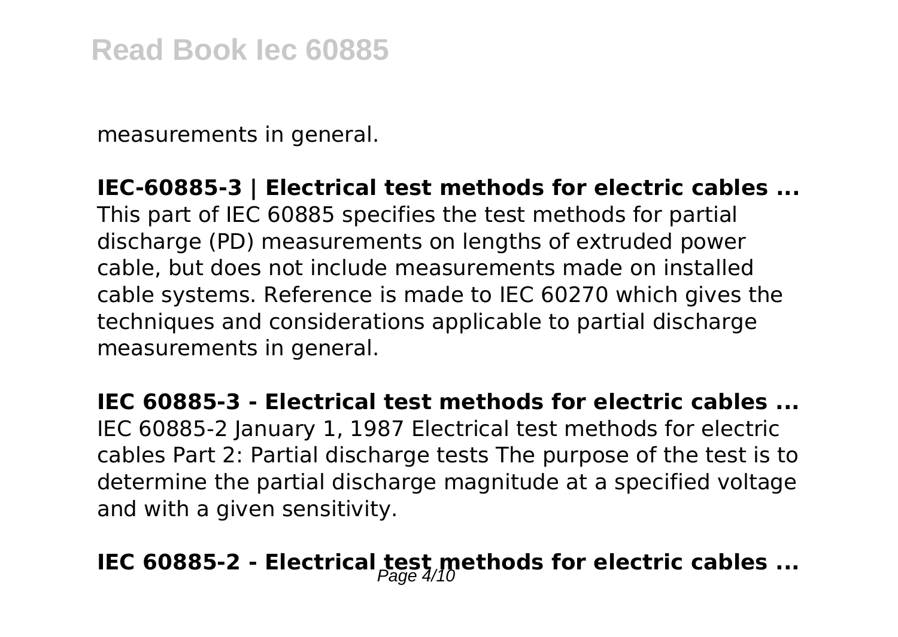measurements in general.

**IEC-60885-3 | Electrical test methods for electric cables ...**
This part of IEC 60885 specifies the test methods for partial discharge (PD) measurements on lengths of extruded power cable, but does not include measurements made on installed cable systems. Reference is made to IEC 60270 which gives the techniques and considerations applicable to partial discharge measurements in general.

**IEC 60885-3 - Electrical test methods for electric cables ...**
IEC 60885-2 January 1, 1987 Electrical test methods for electric cables Part 2: Partial discharge tests The purpose of the test is to determine the partial discharge magnitude at a specified voltage and with a given sensitivity.

**IEC 60885-2 - Electrical test methods for electric cables ...**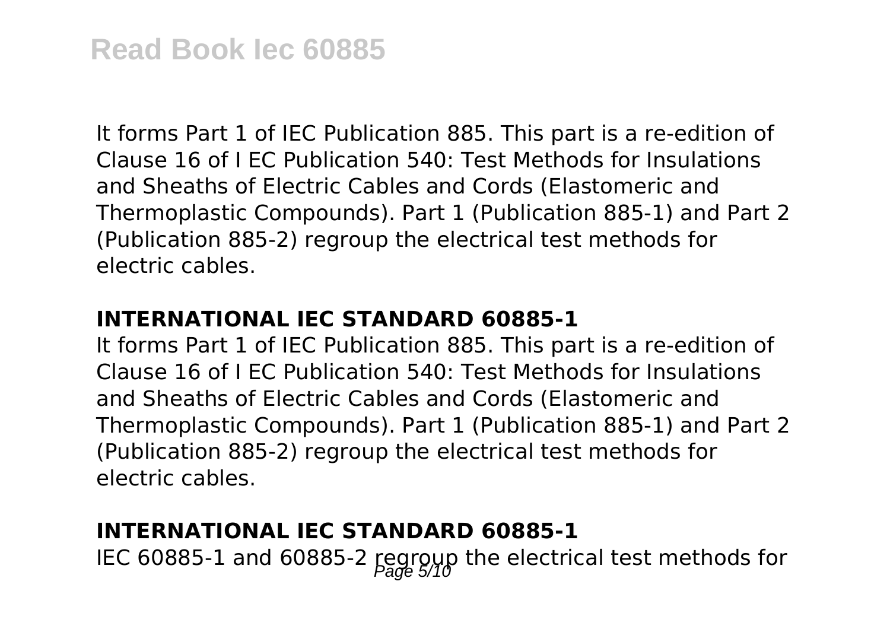It forms Part 1 of IEC Publication 885. This part is a re-edition of Clause 16 of I EC Publication 540: Test Methods for Insulations and Sheaths of Electric Cables and Cords (Elastomeric and Thermoplastic Compounds). Part 1 (Publication 885-1) and Part 2 (Publication 885-2) regroup the electrical test methods for electric cables.

### INTERNATIONAL IEC STANDARD 60885-1

It forms Part 1 of IEC Publication 885. This part is a re-edition of Clause 16 of I EC Publication 540: Test Methods for Insulations and Sheaths of Electric Cables and Cords (Elastomeric and Thermoplastic Compounds). Part 1 (Publication 885-1) and Part 2 (Publication 885-2) regroup the electrical test methods for electric cables.

### INTERNATIONAL IEC STANDARD 60885-1

IEC 60885-1 and 60885-2 regroup the electrical test methods for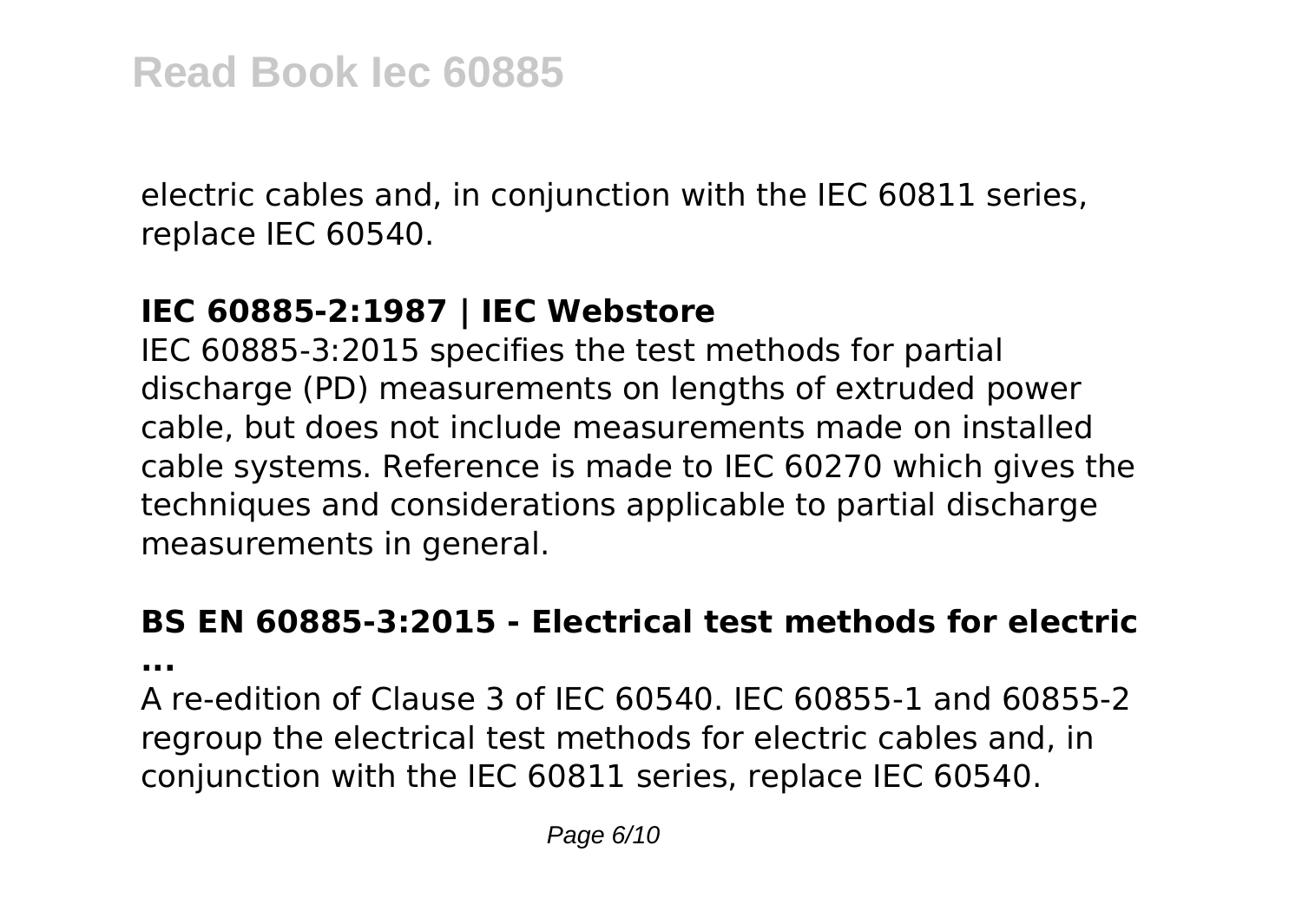electric cables and, in conjunction with the IEC 60811 series, replace IEC 60540.

**IEC 60885-2:1987 | IEC Webstore**

IEC 60885-3:2015 specifies the test methods for partial discharge (PD) measurements on lengths of extruded power cable, but does not include measurements made on installed cable systems. Reference is made to IEC 60270 which gives the techniques and considerations applicable to partial discharge measurements in general.

**BS EN 60885-3:2015 - Electrical test methods for electric ...**

A re-edition of Clause 3 of IEC 60540. IEC 60855-1 and 60855-2 regroup the electrical test methods for electric cables and, in conjunction with the IEC 60811 series, replace IEC 60540.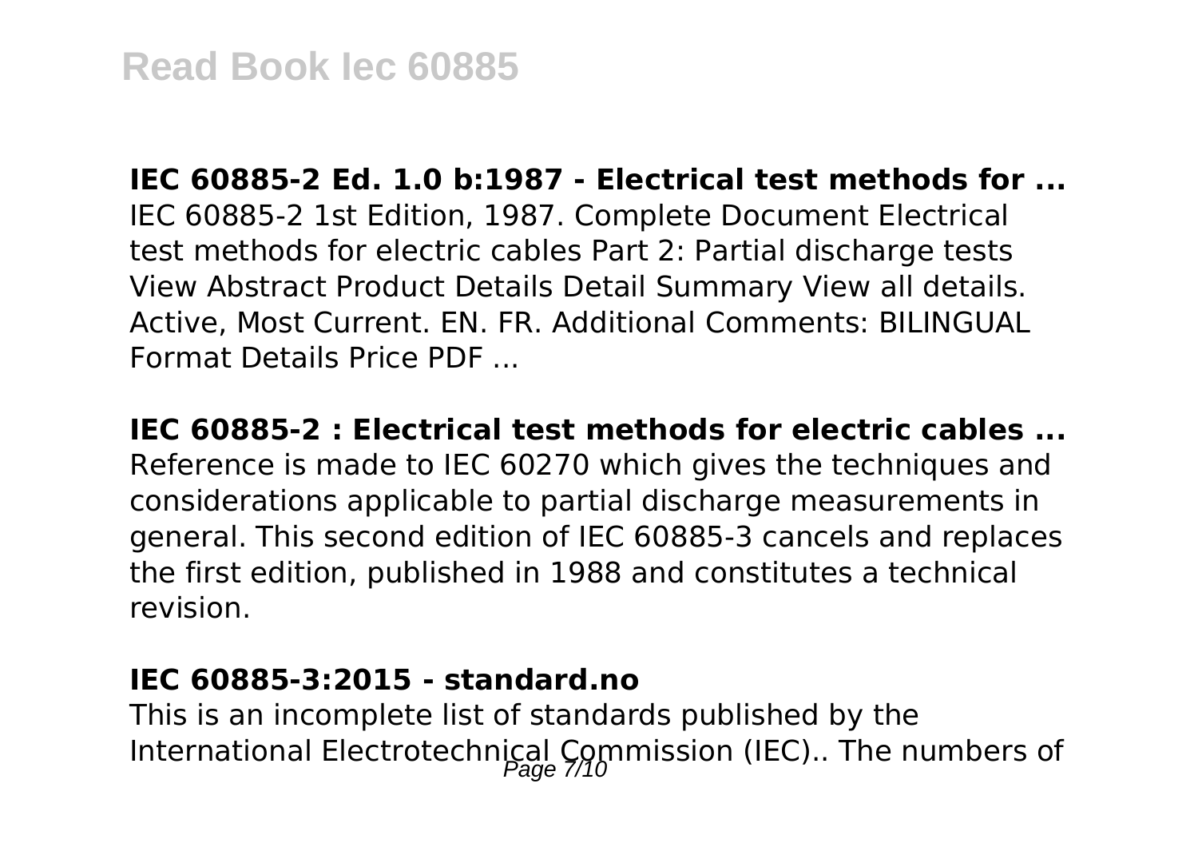**IEC 60885-2 Ed. 1.0 b:1987 - Electrical test methods for ...**
IEC 60885-2 1st Edition, 1987. Complete Document Electrical test methods for electric cables Part 2: Partial discharge tests View Abstract Product Details Detail Summary View all details. Active, Most Current. EN. FR. Additional Comments: BILINGUAL Format Details Price PDF ...

**IEC 60885-2 : Electrical test methods for electric cables ...**
Reference is made to IEC 60270 which gives the techniques and considerations applicable to partial discharge measurements in general. This second edition of IEC 60885-3 cancels and replaces the first edition, published in 1988 and constitutes a technical revision.

**IEC 60885-3:2015 - standard.no**
This is an incomplete list of standards published by the International Electrotechnical Commission (IEC).. The numbers of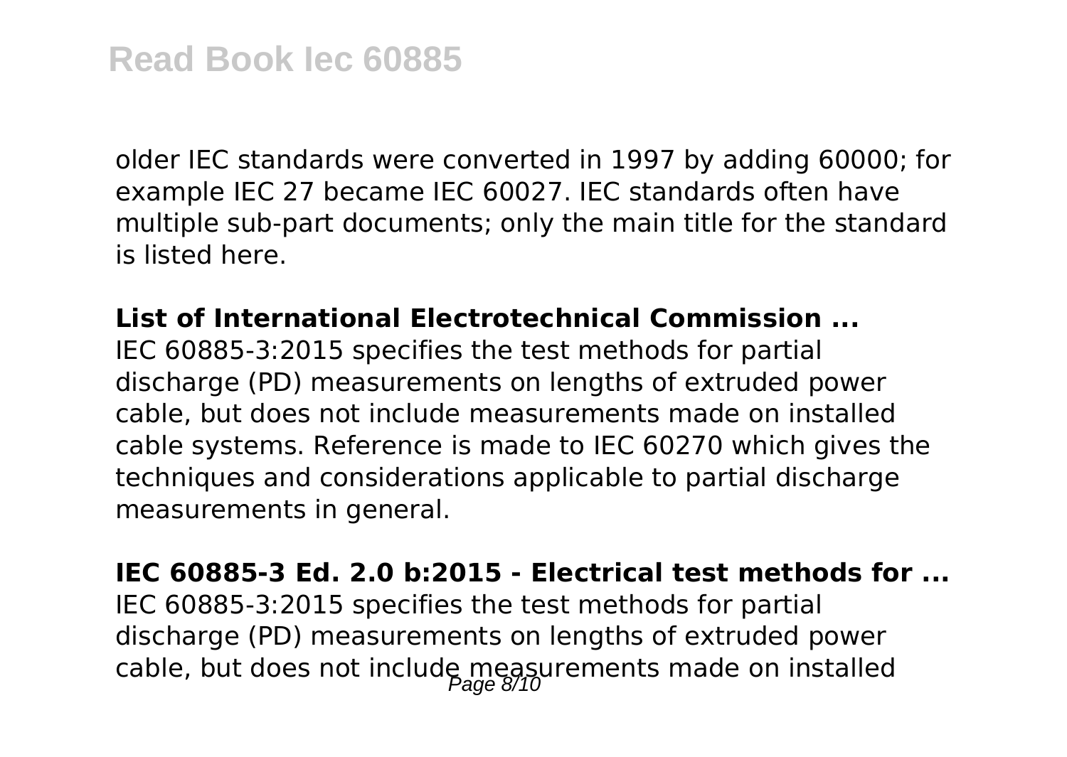older IEC standards were converted in 1997 by adding 60000; for example IEC 27 became IEC 60027. IEC standards often have multiple sub-part documents; only the main title for the standard is listed here.

**List of International Electrotechnical Commission ...**

IEC 60885-3:2015 specifies the test methods for partial discharge (PD) measurements on lengths of extruded power cable, but does not include measurements made on installed cable systems. Reference is made to IEC 60270 which gives the techniques and considerations applicable to partial discharge measurements in general.

**IEC 60885-3 Ed. 2.0 b:2015 - Electrical test methods for ...**

IEC 60885-3:2015 specifies the test methods for partial discharge (PD) measurements on lengths of extruded power cable, but does not include measurements made on installed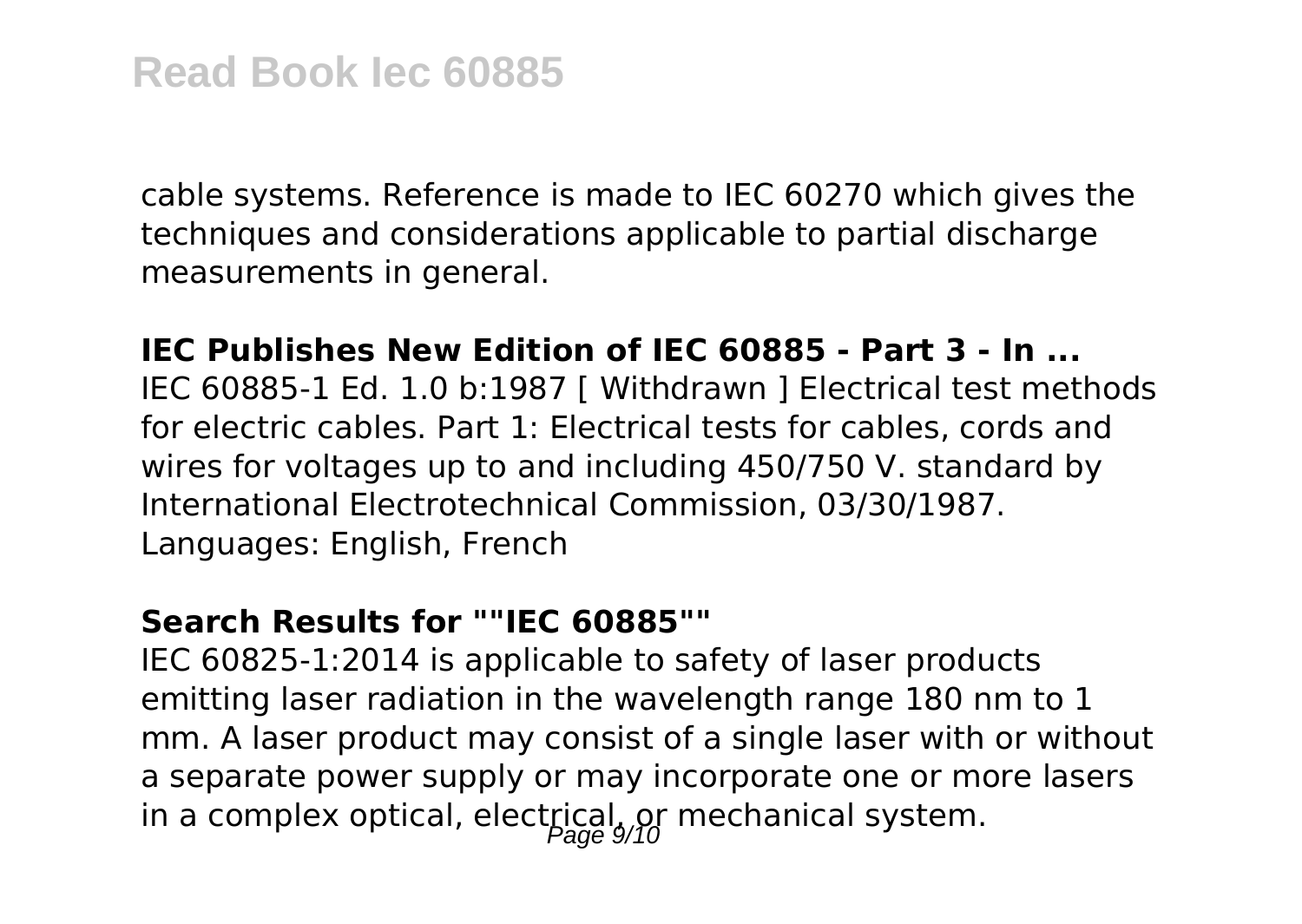cable systems. Reference is made to IEC 60270 which gives the techniques and considerations applicable to partial discharge measurements in general.

**IEC Publishes New Edition of IEC 60885 - Part 3 - In ...**

IEC 60885-1 Ed. 1.0 b:1987 [ Withdrawn ] Electrical test methods for electric cables. Part 1: Electrical tests for cables, cords and wires for voltages up to and including 450/750 V. standard by International Electrotechnical Commission, 03/30/1987. Languages: English, French

**Search Results for ""IEC 60885""**

IEC 60825-1:2014 is applicable to safety of laser products emitting laser radiation in the wavelength range 180 nm to 1 mm. A laser product may consist of a single laser with or without a separate power supply or may incorporate one or more lasers in a complex optical, electrical, or mechanical system.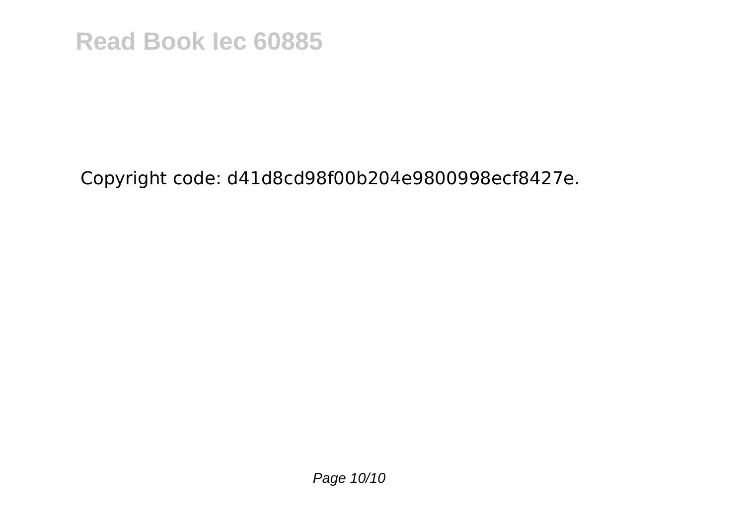Copyright code: d41d8cd98f00b204e9800998ecf8427e.